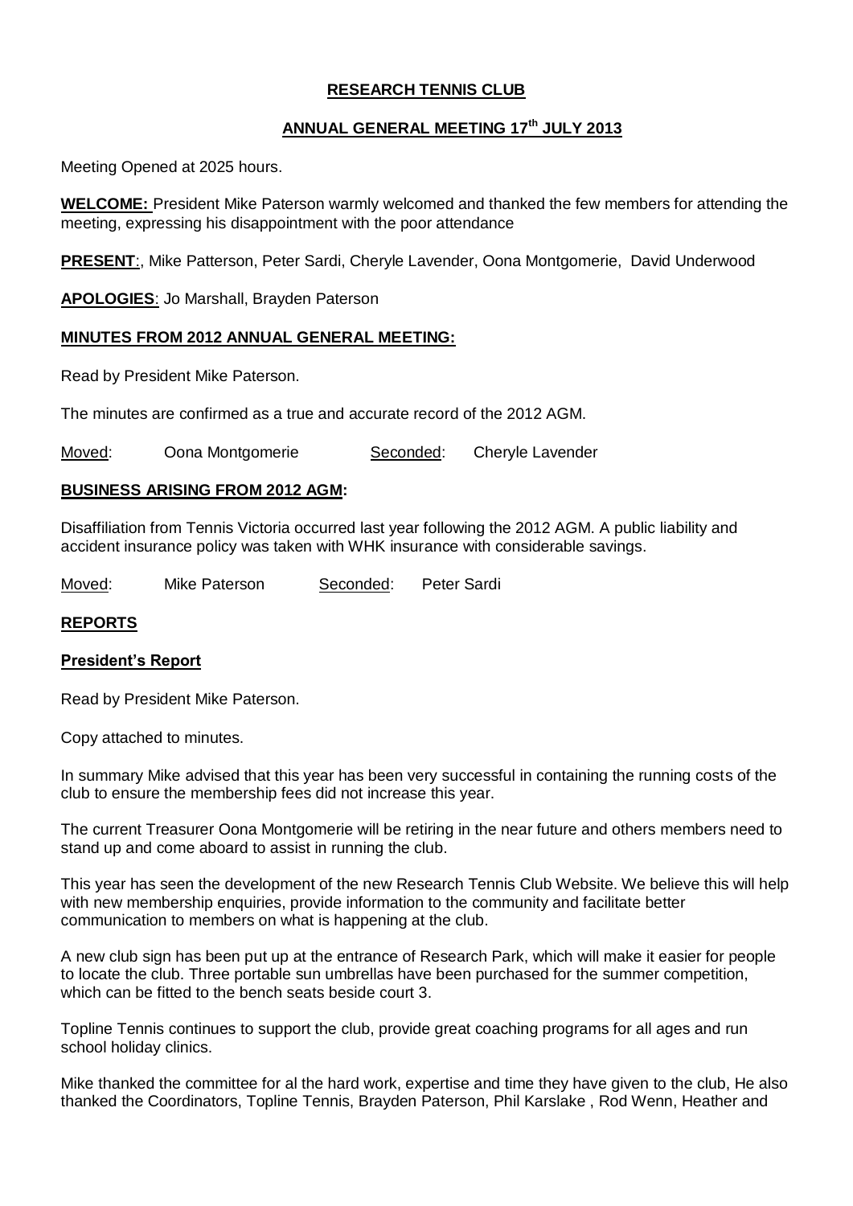# RESEARCH TENNIS CLUB

## ANNUAL GENERAL MEETING 17th JULY 2013

Meeting Opened at 2025 hours.

**WELCOME:** President Mike Paterson warmly welcomed and thanked the few members for attending the meeting, expressing his disappointment with the poor attendance

**PRESENT**:, Mike Patterson, Peter Sardi, Cheryle Lavender, Oona Montgomerie, David Underwood

**APOLOGIES**: Jo Marshall, Brayden Paterson

### MINUTES FROM 2012 ANNUAL GENERAL MEETING:

Read by President Mike Paterson.

The minutes are confirmed as a true and accurate record of the 2012 AGM.

Moved: Oona Montgomerie Seconded: Cheryle Lavender

### BUSINESS ARISING FROM 2012 AGM:

Disaffiliation from Tennis Victoria occurred last year following the 2012 AGM. A public liability and accident insurance policy was taken with WHK insurance with considerable savings.

Moved: Mike Paterson Seconded: Peter Sardi

### REPORTS

#### President's Report

Read by President Mike Paterson.

Copy attached to minutes.

In summary Mike advised that this year has been very successful in containing the running costs of the club to ensure the membership fees did not increase this year.

The current Treasurer Oona Montgomerie will be retiring in the near future and others members need to stand up and come aboard to assist in running the club.

This year has seen the development of the new Research Tennis Club Website. We believe this will help with new membership enquiries, provide information to the community and facilitate better communication to members on what is happening at the club.

A new club sign has been put up at the entrance of Research Park, which will make it easier for people to locate the club. Three portable sun umbrellas have been purchased for the summer competition, which can be fitted to the bench seats beside court 3.

Topline Tennis continues to support the club, provide great coaching programs for all ages and run school holiday clinics.

Mike thanked the committee for al the hard work, expertise and time they have given to the club, He also thanked the Coordinators, Topline Tennis, Brayden Paterson, Phil Karslake , Rod Wenn, Heather and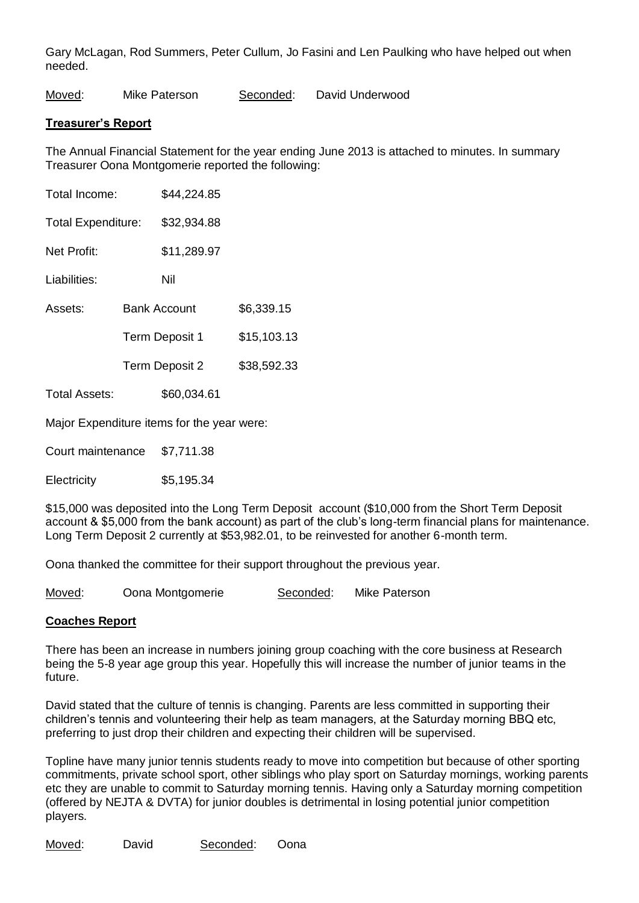Gary McLagan, Rod Summers, Peter Cullum, Jo Fasini and Len Paulking who have helped out when needed.

Moved: Mike Paterson Seconded: David Underwood

**Treasurer's Report**

The Annual Financial Statement for the year ending June 2013 is attached to minutes. In summary Treasurer Oona Montgomerie reported the following:

Total Income: $44,224.85

Total Expenditure: $32,934.88

Net Profit: $11,289.97

Liabilities: Nil

| | | |
|---|---|---|
| Assets: | Bank Account | $6,339.15 |
| | Term Deposit 1 | $15,103.13 |
| | Term Deposit 2 | $38,592.33 |

Total Assets: $60,034.61

Major Expenditure items for the year were:

Court maintenance $7,711.38

Electricity $5,195.34

$15,000 was deposited into the Long Term Deposit account ($10,000 from the Short Term Deposit account & $5,000 from the bank account) as part of the club's long-term financial plans for maintenance. Long Term Deposit 2 currently at $53,982.01, to be reinvested for another 6-month term.

Oona thanked the committee for their support throughout the previous year.

Moved: Oona Montgomerie Seconded: Mike Paterson

**Coaches Report**

There has been an increase in numbers joining group coaching with the core business at Research being the 5-8 year age group this year. Hopefully this will increase the number of junior teams in the future.

David stated that the culture of tennis is changing. Parents are less committed in supporting their children's tennis and volunteering their help as team managers, at the Saturday morning BBQ etc, preferring to just drop their children and expecting their children will be supervised.

Topline have many junior tennis students ready to move into competition but because of other sporting commitments, private school sport, other siblings who play sport on Saturday mornings, working parents etc they are unable to commit to Saturday morning tennis. Having only a Saturday morning competition (offered by NEJTA & DVTA) for junior doubles is detrimental in losing potential junior competition players.

Moved: David Seconded: Oona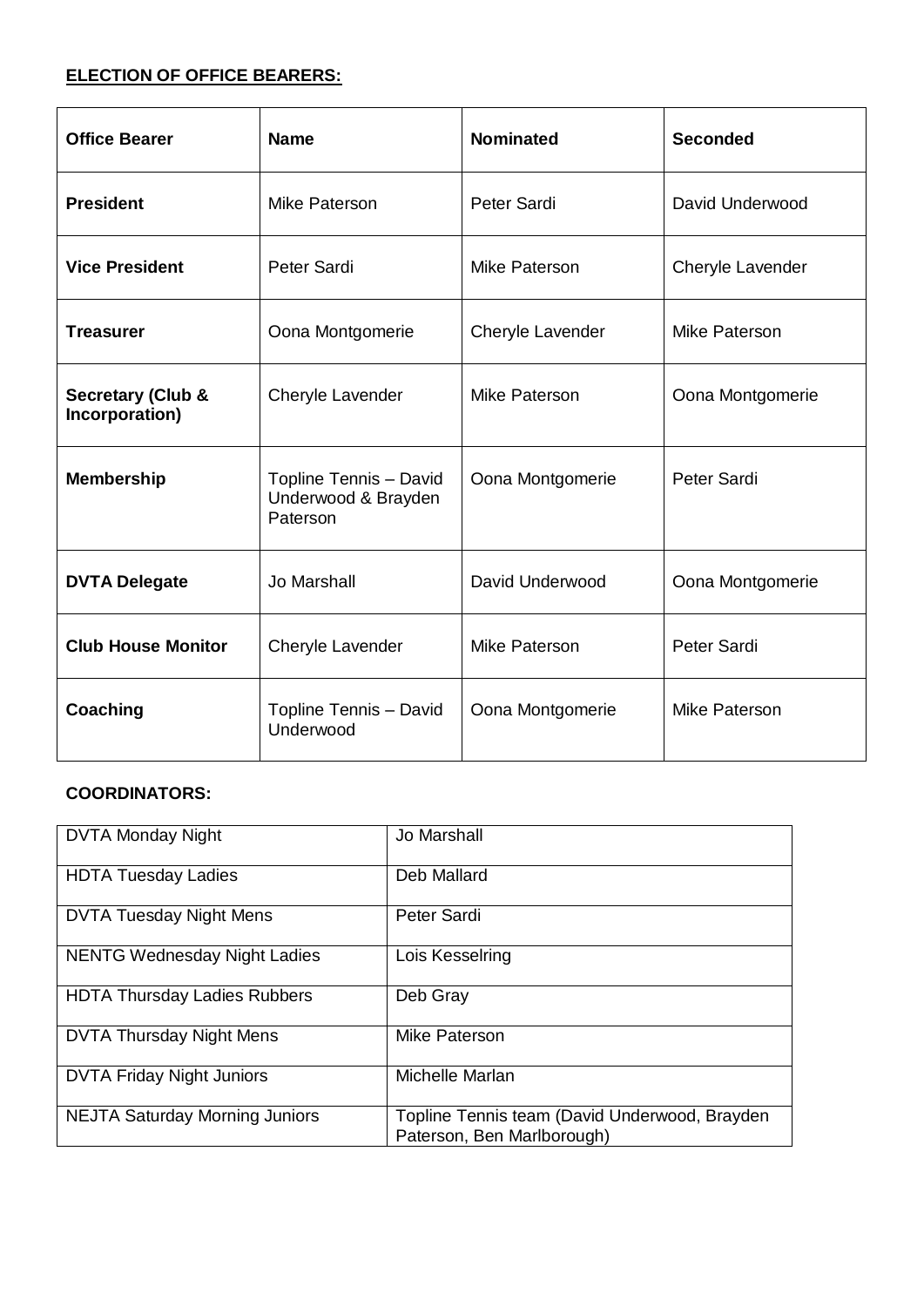**ELECTION OF OFFICE BEARERS:**

| Office Bearer | Name | Nominated | Seconded |
|---|---|---|---|
| **President** | Mike Paterson | Peter Sardi | David Underwood |
| **Vice President** | Peter Sardi | Mike Paterson | Cheryle Lavender |
| **Treasurer** | Oona Montgomerie | Cheryle Lavender | Mike Paterson |
| **Secretary (Club & Incorporation)** | Cheryle Lavender | Mike Paterson | Oona Montgomerie |
| **Membership** | Topline Tennis – David Underwood & Brayden Paterson | Oona Montgomerie | Peter Sardi |
| **DVTA Delegate** | Jo Marshall | David Underwood | Oona Montgomerie |
| **Club House Monitor** | Cheryle Lavender | Mike Paterson | Peter Sardi |
| **Coaching** | Topline Tennis – David Underwood | Oona Montgomerie | Mike Paterson |

**COORDINATORS:**

| | |
|---|---|
| DVTA Monday Night | Jo Marshall |
| HDTA Tuesday Ladies | Deb Mallard |
| DVTA Tuesday Night Mens | Peter Sardi |
| NENTG Wednesday Night Ladies | Lois Kesselring |
| HDTA Thursday Ladies Rubbers | Deb Gray |
| DVTA Thursday Night Mens | Mike Paterson |
| DVTA Friday Night Juniors | Michelle Marlan |
| NEJTA Saturday Morning Juniors | Topline Tennis team (David Underwood, Brayden Paterson, Ben Marlborough) |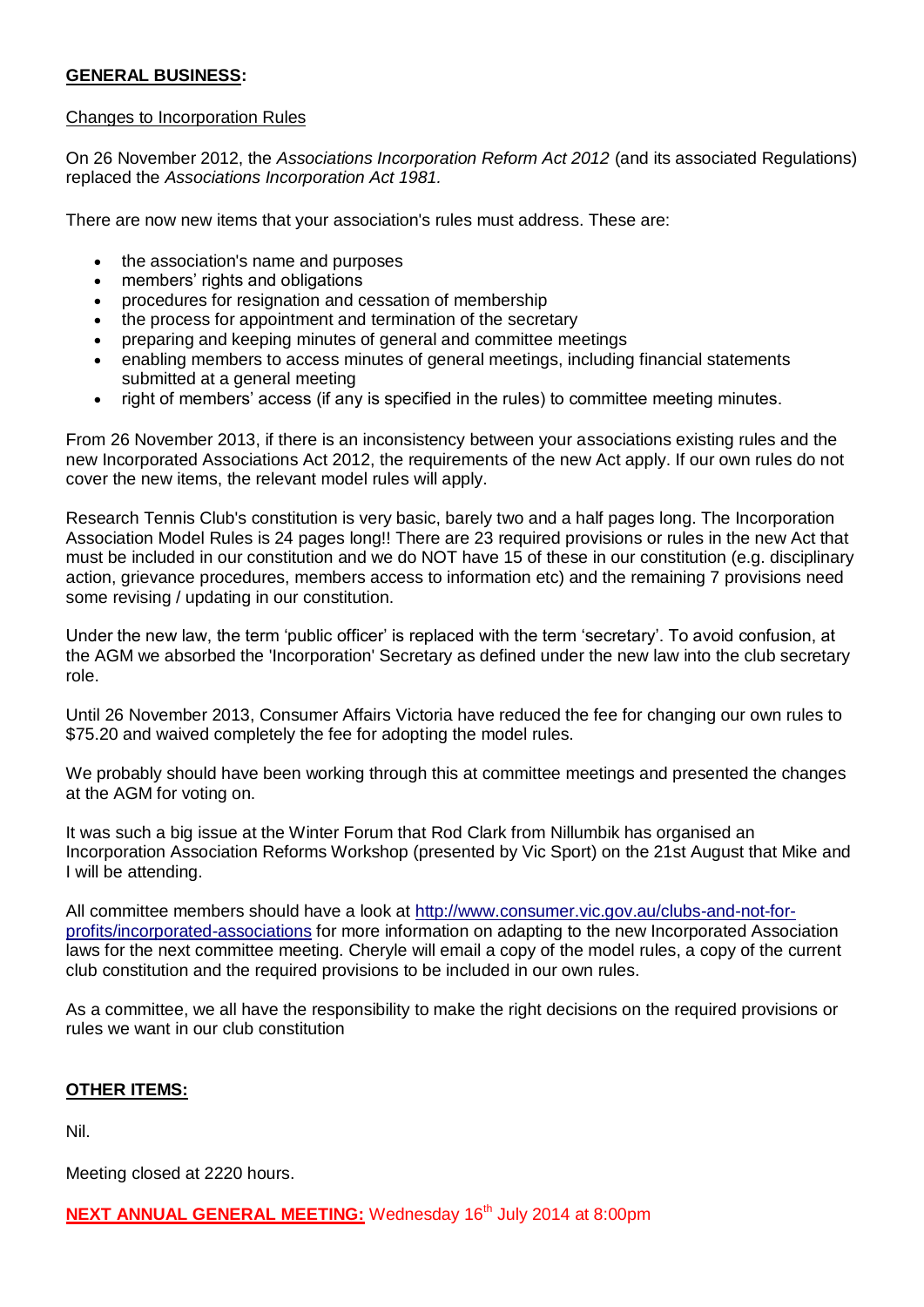**GENERAL BUSINESS:**

Changes to Incorporation Rules

On 26 November 2012, the *Associations Incorporation Reform Act 2012* (and its associated Regulations) replaced the *Associations Incorporation Act 1981.*

There are now new items that your association's rules must address. These are:

- the association's name and purposes
- members' rights and obligations
- procedures for resignation and cessation of membership
- the process for appointment and termination of the secretary
- preparing and keeping minutes of general and committee meetings
- enabling members to access minutes of general meetings, including financial statements submitted at a general meeting
- right of members' access (if any is specified in the rules) to committee meeting minutes.

From 26 November 2013, if there is an inconsistency between your associations existing rules and the new Incorporated Associations Act 2012, the requirements of the new Act apply. If our own rules do not cover the new items, the relevant model rules will apply.

Research Tennis Club's constitution is very basic, barely two and a half pages long. The Incorporation Association Model Rules is 24 pages long!! There are 23 required provisions or rules in the new Act that must be included in our constitution and we do NOT have 15 of these in our constitution (e.g. disciplinary action, grievance procedures, members access to information etc) and the remaining 7 provisions need some revising / updating in our constitution.

Under the new law, the term 'public officer' is replaced with the term 'secretary'. To avoid confusion, at the AGM we absorbed the 'Incorporation' Secretary as defined under the new law into the club secretary role.

Until 26 November 2013, Consumer Affairs Victoria have reduced the fee for changing our own rules to $75.20 and waived completely the fee for adopting the model rules.

We probably should have been working through this at committee meetings and presented the changes at the AGM for voting on.

It was such a big issue at the Winter Forum that Rod Clark from Nillumbik has organised an Incorporation Association Reforms Workshop (presented by Vic Sport) on the 21st August that Mike and I will be attending.

All committee members should have a look at http://www.consumer.vic.gov.au/clubs-and-not-for-profits/incorporated-associations for more information on adapting to the new Incorporated Association laws for the next committee meeting. Cheryle will email a copy of the model rules, a copy of the current club constitution and the required provisions to be included in our own rules.

As a committee, we all have the responsibility to make the right decisions on the required provisions or rules we want in our club constitution

**OTHER ITEMS:**

Nil.

Meeting closed at 2220 hours.

**NEXT ANNUAL GENERAL MEETING:** Wednesday 16th July 2014 at 8:00pm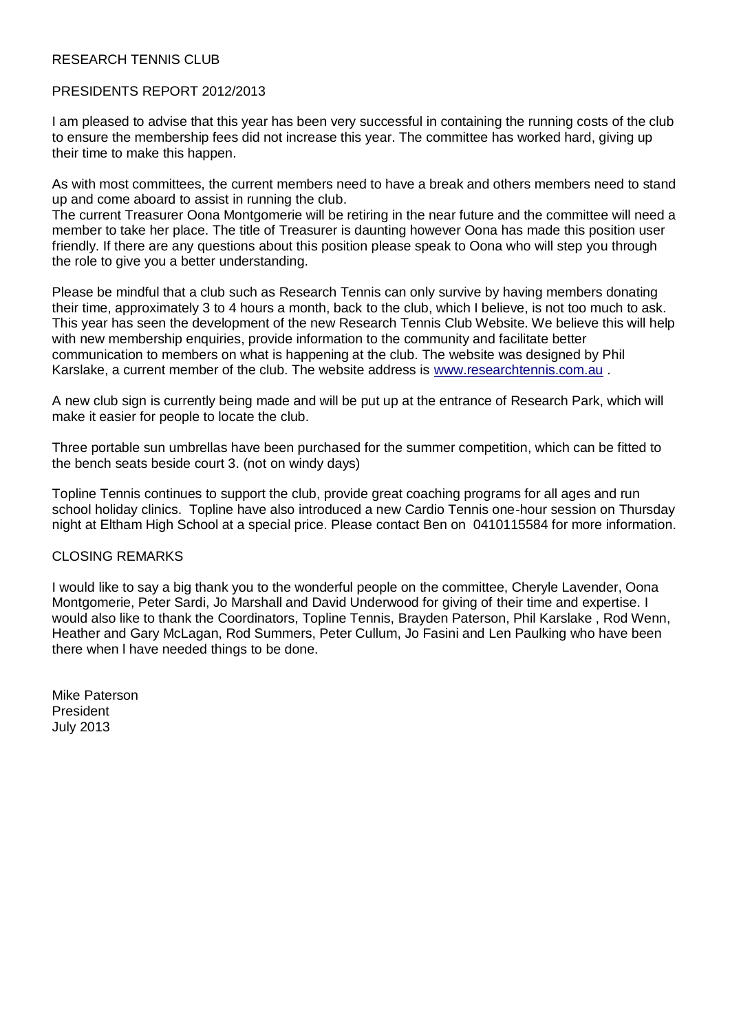# RESEARCH TENNIS CLUB

## PRESIDENTS REPORT 2012/2013

I am pleased to advise that this year has been very successful in containing the running costs of the club to ensure the membership fees did not increase this year. The committee has worked hard, giving up their time to make this happen.

As with most committees, the current members need to have a break and others members need to stand up and come aboard to assist in running the club.
The current Treasurer Oona Montgomerie will be retiring in the near future and the committee will need a member to take her place. The title of Treasurer is daunting however Oona has made this position user friendly. If there are any questions about this position please speak to Oona who will step you through the role to give you a better understanding.

Please be mindful that a club such as Research Tennis can only survive by having members donating their time, approximately 3 to 4 hours a month, back to the club, which I believe, is not too much to ask.
This year has seen the development of the new Research Tennis Club Website. We believe this will help with new membership enquiries, provide information to the community and facilitate better communication to members on what is happening at the club. The website was designed by Phil Karslake, a current member of the club. The website address is www.researchtennis.com.au .

A new club sign is currently being made and will be put up at the entrance of Research Park, which will make it easier for people to locate the club.

Three portable sun umbrellas have been purchased for the summer competition, which can be fitted to the bench seats beside court 3. (not on windy days)

Topline Tennis continues to support the club, provide great coaching programs for all ages and run school holiday clinics. Topline have also introduced a new Cardio Tennis one-hour session on Thursday night at Eltham High School at a special price. Please contact Ben on 0410115584 for more information.

## CLOSING REMARKS

I would like to say a big thank you to the wonderful people on the committee, Cheryle Lavender, Oona Montgomerie, Peter Sardi, Jo Marshall and David Underwood for giving of their time and expertise. I would also like to thank the Coordinators, Topline Tennis, Brayden Paterson, Phil Karslake , Rod Wenn, Heather and Gary McLagan, Rod Summers, Peter Cullum, Jo Fasini and Len Paulking who have been there when I have needed things to be done.

Mike Paterson
President
July 2013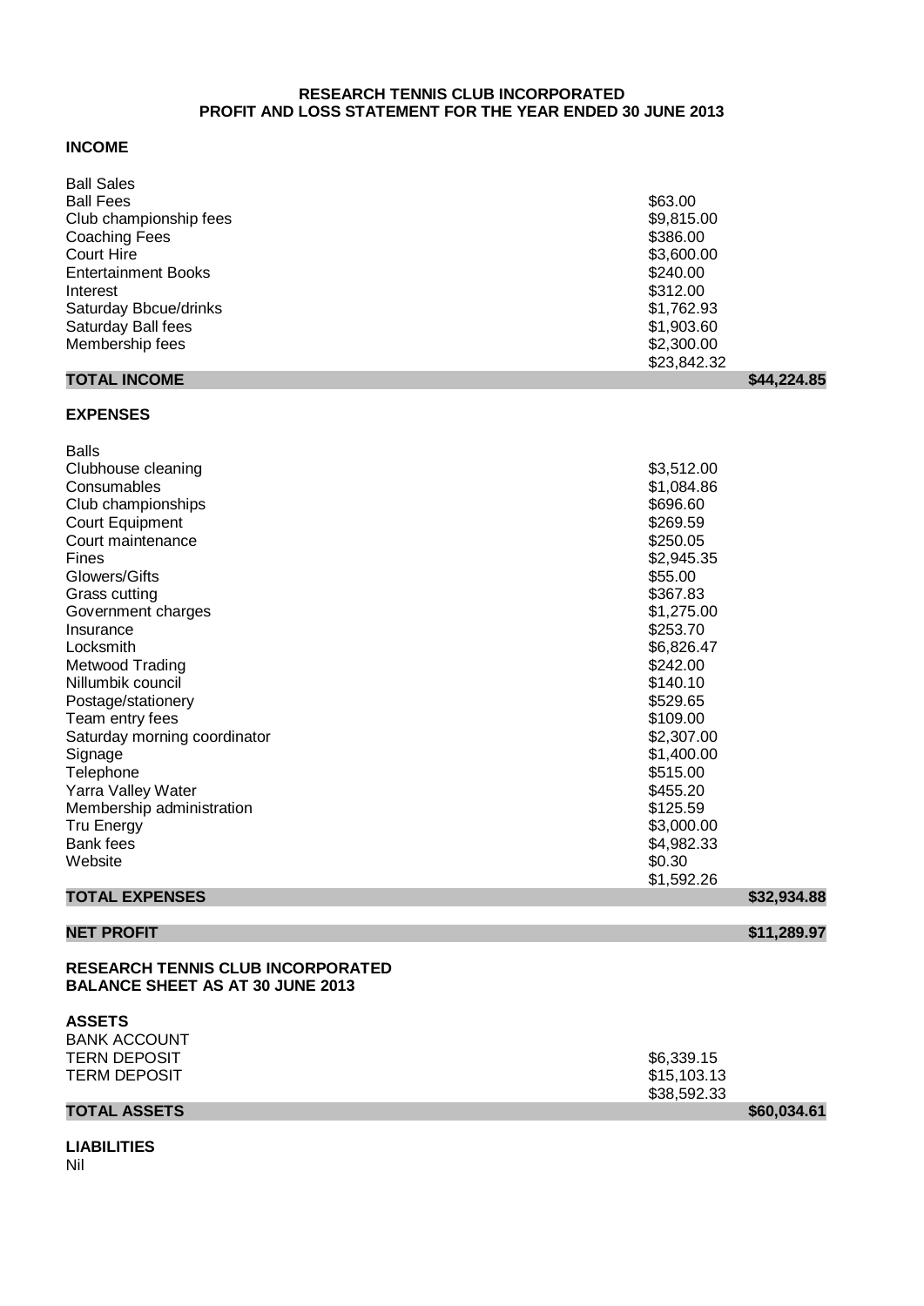**RESEARCH TENNIS CLUB INCORPORATED**
**PROFIT AND LOSS STATEMENT FOR THE YEAR ENDED 30 JUNE 2013**

**INCOME**

| | | |
|---|---|---|
| Ball Sales | | |
| Ball Fees | $63.00 | |
| Club championship fees | $9,815.00 | |
| Coaching Fees | $386.00 | |
| Court Hire | $3,600.00 | |
| Entertainment Books | $240.00 | |
| Interest | $312.00 | |
| Saturday Bbcue/drinks | $1,762.93 | |
| Saturday Ball fees | $1,903.60 | |
| Membership fees | $2,300.00 | |
| | $23,842.32 | |
| **TOTAL INCOME** | | **$44,224.85** |

**EXPENSES**

| | | |
|---|---|---|
| Balls | | |
| Clubhouse cleaning | $3,512.00 | |
| Consumables | $1,084.86 | |
| Club championships | $696.60 | |
| Court Equipment | $269.59 | |
| Court maintenance | $250.05 | |
| Fines | $2,945.35 | |
| Glowers/Gifts | $55.00 | |
| Grass cutting | $367.83 | |
| Government charges | $1,275.00 | |
| Insurance | $253.70 | |
| Locksmith | $6,826.47 | |
| Metwood Trading | $242.00 | |
| Nillumbik council | $140.10 | |
| Postage/stationery | $529.65 | |
| Team entry fees | $109.00 | |
| Saturday morning coordinator | $2,307.00 | |
| Signage | $1,400.00 | |
| Telephone | $515.00 | |
| Yarra Valley Water | $455.20 | |
| Membership administration | $125.59 | |
| Tru Energy | $3,000.00 | |
| Bank fees | $4,982.33 | |
| Website | $0.30 | |
| | $1,592.26 | |
| **TOTAL EXPENSES** | | **$32,934.88** |
| | | |
| **NET PROFIT** | | **$11,289.97** |

**RESEARCH TENNIS CLUB INCORPORATED**
**BALANCE SHEET AS AT 30 JUNE 2013**

**ASSETS**

| | | |
|---|---|---|
| BANK ACCOUNT | | |
| TERN DEPOSIT | $6,339.15 | |
| TERM DEPOSIT | $15,103.13 | |
| | $38,592.33 | |
| **TOTAL ASSETS** | | **$60,034.61** |

**LIABILITIES**

Nil